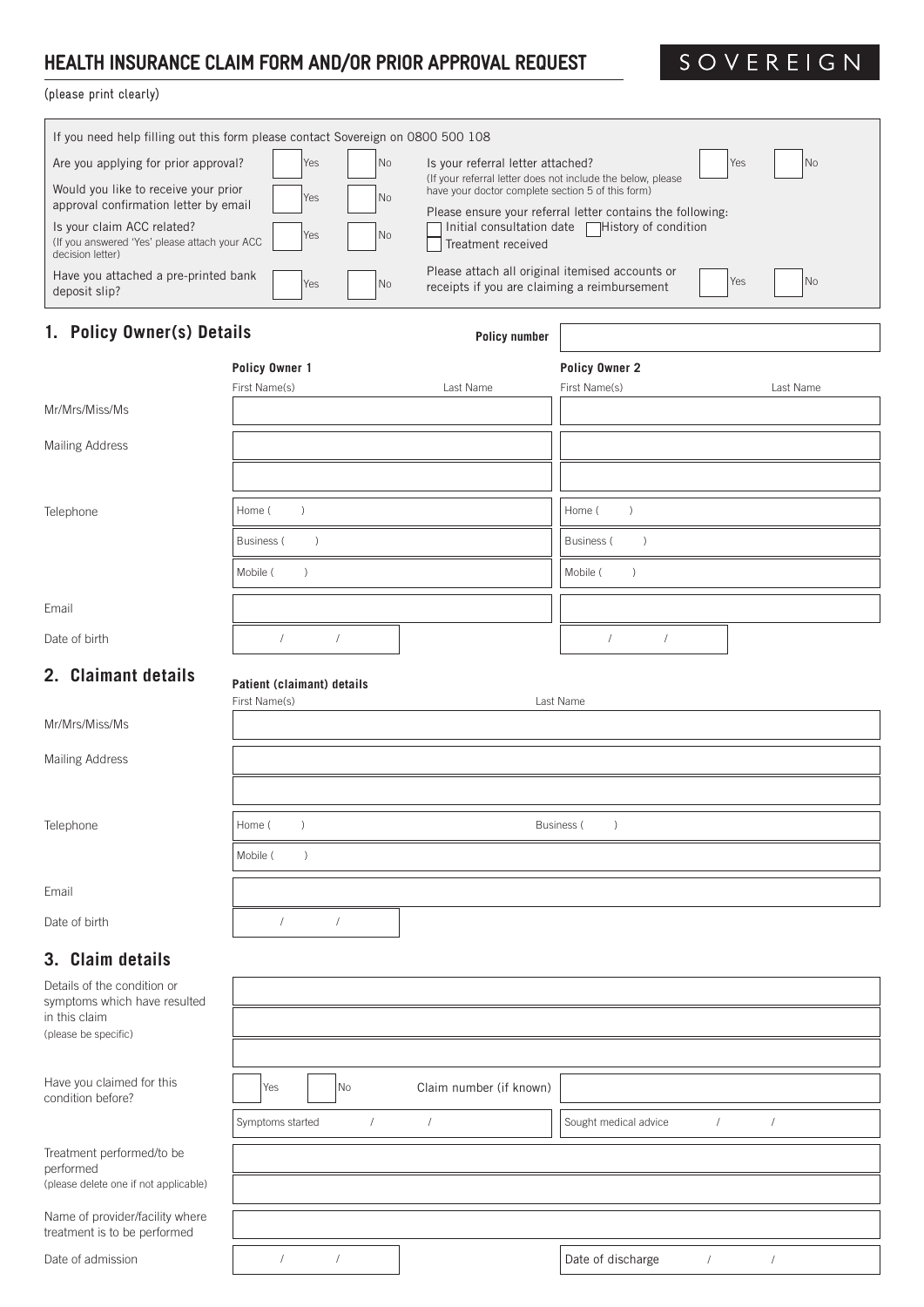# HEALTH INSURANCE CLAIM FORM AND/OR PRIOR APPROVAL REQUEST

SOVEREIGN

(please print clearly)

If you need help filling out this form please contact Sovereign on 0800 500 108

| | | |
|---|---|---|
| Are you applying for prior approval? | Yes | No |
| Would you like to receive your prior approval confirmation letter by email | Yes | No |
| Is your claim ACC related? (If you answered 'Yes' please attach your ACC decision letter) | Yes | No |
| Have you attached a pre-printed bank deposit slip? | Yes | No |
| Is your referral letter attached? (If your referral letter does not include the below, please have your doctor complete section 5 of this form) | Yes | No |
| Please attach all original itemised accounts or receipts if you are claiming a reimbursement | Yes | No |

Please ensure your referral letter contains the following:

- ☐ Initial consultation date
- ☐ History of condition
- ☐ Treatment received

## 1. Policy Owner(s) Details

**Policy number**

| | **Policy Owner 1** First Name(s) / Last Name | **Policy Owner 2** First Name(s) / Last Name |
|---|---|---|
| Mr/Mrs/Miss/Ms | | |
| Mailing Address | | |
| Telephone | Home ( ) | Home ( ) |
| | Business ( ) | Business ( ) |
| | Mobile ( ) | Mobile ( ) |
| Email | | |
| Date of birth | / / | / / |

## 2. Claimant details

**Patient (claimant) details**

| | First Name(s) / Last Name |
|---|---|
| Mr/Mrs/Miss/Ms | |
| Mailing Address | |
| Telephone | Home ( ) Business ( ) |
| | Mobile ( ) |
| Email | |
| Date of birth | / / |

## 3. Claim details

Details of the condition or symptoms which have resulted in this claim (please be specific)

Have you claimed for this condition before? Yes No Claim number (if known)

Symptoms started / / Sought medical advice / /

Treatment performed/to be performed (please delete one if not applicable)

Name of provider/facility where treatment is to be performed

Date of admission / / Date of discharge / /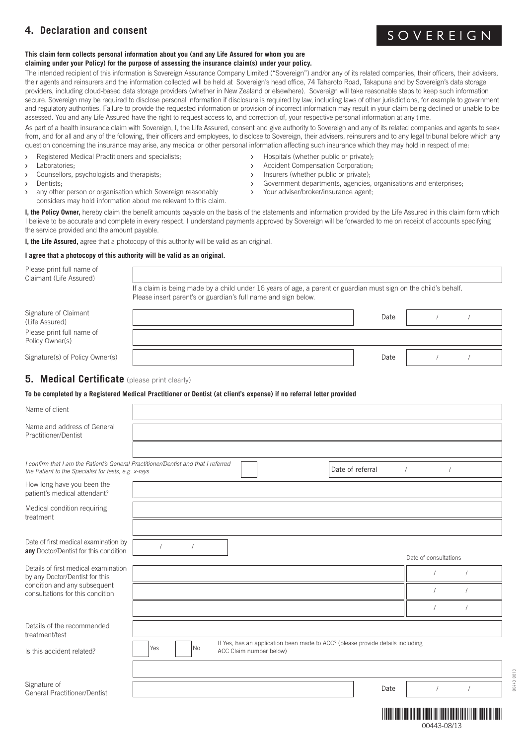## 4. Declaration and consent

SOVEREIGN

**This claim form collects personal information about you (and any Life Assured for whom you are claiming under your Policy) for the purpose of assessing the insurance claim(s) under your policy.**

The intended recipient of this information is Sovereign Assurance Company Limited ("Sovereign") and/or any of its related companies, their officers, their advisers, their agents and reinsurers and the information collected will be held at Sovereign's head office, 74 Taharoto Road, Takapuna and by Sovereign's data storage providers, including cloud-based data storage providers (whether in New Zealand or elsewhere). Sovereign will take reasonable steps to keep such information secure. Sovereign may be required to disclose personal information if disclosure is required by law, including laws of other jurisdictions, for example to government and regulatory authorities. Failure to provide the requested information or provision of incorrect information may result in your claim being declined or unable to be assessed. You and any Life Assured have the right to request access to, and correction of, your respective personal information at any time.

As part of a health insurance claim with Sovereign, I, the Life Assured, consent and give authority to Sovereign and any of its related companies and agents to seek from, and for all and any of the following, their officers and employees, to disclose to Sovereign, their advisers, reinsurers and to any legal tribunal before which any question concerning the insurance may arise, any medical or other personal information affecting such insurance which they may hold in respect of me:

- Registered Medical Practitioners and specialists;
- Laboratories;
- Counsellors, psychologists and therapists;
- Dentists;
- any other person or organisation which Sovereign reasonably considers may hold information about me relevant to this claim.
- Hospitals (whether public or private);
- Accident Compensation Corporation;
- Insurers (whether public or private);
- Government departments, agencies, organisations and enterprises;
- Your adviser/broker/insurance agent;

**I, the Policy Owner,** hereby claim the benefit amounts payable on the basis of the statements and information provided by the Life Assured in this claim form which I believe to be accurate and complete in every respect. I understand payments approved by Sovereign will be forwarded to me on receipt of accounts specifying the service provided and the amount payable.

**I, the Life Assured,** agree that a photocopy of this authority will be valid as an original.

**I agree that a photocopy of this authority will be valid as an original.**

| | | | |
|---|---|---|---|
| Please print full name of Claimant (Life Assured) | | | |
| | If a claim is being made by a child under 16 years of age, a parent or guardian must sign on the child's behalf. Please insert parent's or guardian's full name and sign below. | | |
| Signature of Claimant (Life Assured) | | Date | / / |
| Please print full name of Policy Owner(s) | | | |
| Signature(s) of Policy Owner(s) | | Date | / / |

## 5. Medical Certificate (please print clearly)

**To be completed by a Registered Medical Practitioner or Dentist (at client's expense) if no referral letter provided**

| | | |
|---|---|---|
| Name of client | | |
| Name and address of General Practitioner/Dentist | | |
| *I confirm that I am the Patient's General Practitioner/Dentist and that I referred the Patient to the Specialist for tests, e.g. x-rays* | ☐ | Date of referral / / |
| How long have you been the patient's medical attendant? | | |
| Medical condition requiring treatment | | |
| Date of first medical examination by **any** Doctor/Dentist for this condition | / / | |
| | | Date of consultations |
| Details of first medical examination by any Doctor/Dentist for this condition and any subsequent consultations for this condition | | / / |
| | | / / |
| | | / / |
| Details of the recommended treatment/test | | |
| Is this accident related? | ☐ Yes ☐ No — If Yes, has an application been made to ACC? (please provide details including ACC Claim number below) | |
| | | |
| Signature of General Practitioner/Dentist | | Date / / |

00443-08/13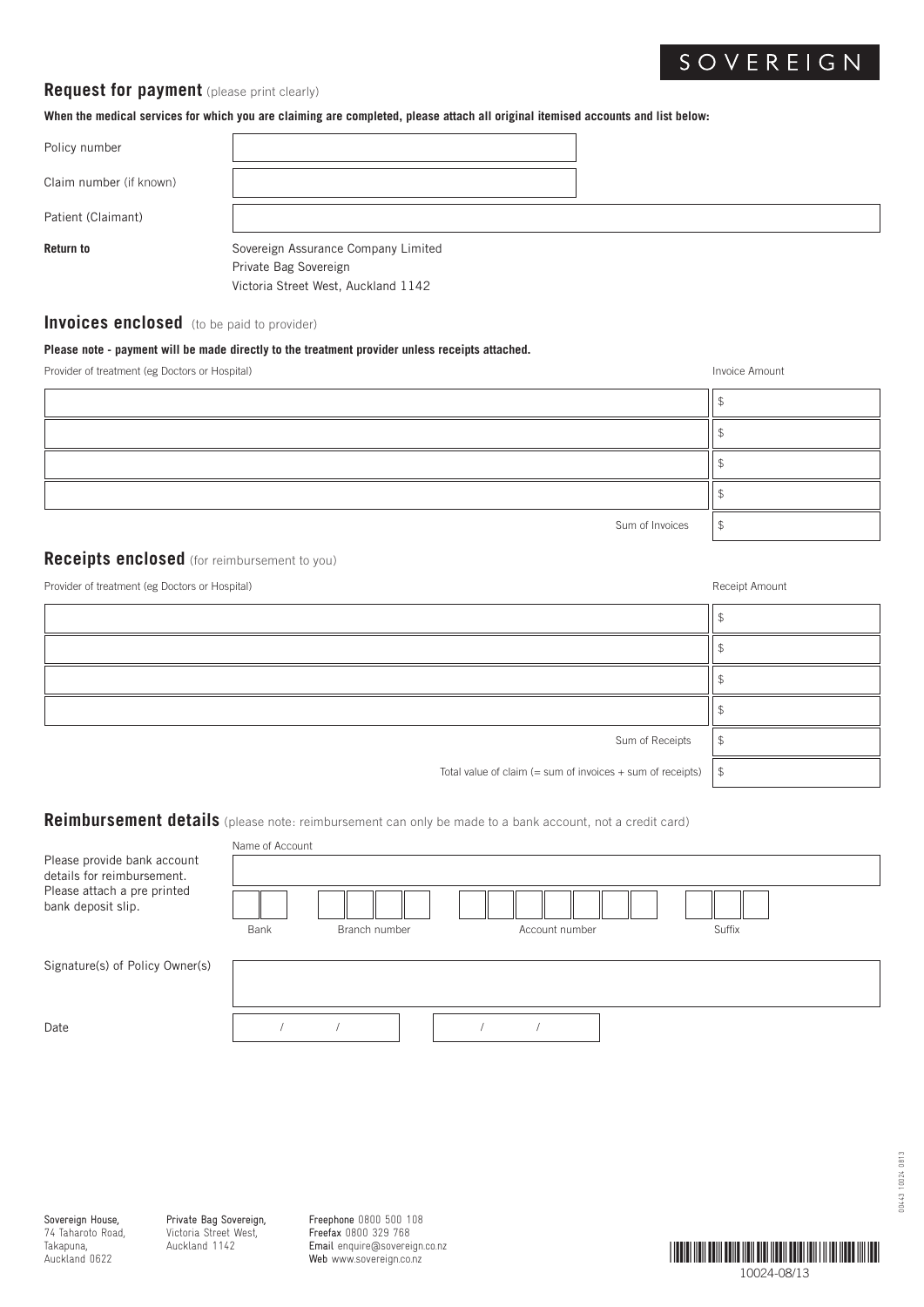SOVEREIGN

## Request for payment (please print clearly)

**When the medical services for which you are claiming are completed, please attach all original itemised accounts and list below:**

| | |
|---|---|
| Policy number | |
| Claim number (if known) | |
| Patient (Claimant) | |
| **Return to** | Sovereign Assurance Company Limited<br>Private Bag Sovereign<br>Victoria Street West, Auckland 1142 |

## Invoices enclosed (to be paid to provider)

**Please note - payment will be made directly to the treatment provider unless receipts attached.**

| Provider of treatment (eg Doctors or Hospital) | Invoice Amount |
|---|---|
| | $ |
| | $ |
| | $ |
| | $ |
| Sum of Invoices | $ |

## Receipts enclosed (for reimbursement to you)

| Provider of treatment (eg Doctors or Hospital) | Receipt Amount |
|---|---|
| | $ |
| | $ |
| | $ |
| | $ |
| Sum of Receipts | $ |
| Total value of claim (= sum of invoices + sum of receipts) | $ |

## Reimbursement details (please note: reimbursement can only be made to a bank account, not a credit card)

Please provide bank account details for reimbursement. Please attach a pre printed bank deposit slip.

Name of Account

| Bank | Branch number | Account number | Suffix |
|---|---|---|---|
| | | | |

Signature(s) of Policy Owner(s)

Date &nbsp; / &nbsp; / &nbsp;&nbsp;&nbsp;&nbsp; / &nbsp; /

Sovereign House,
74 Taharoto Road,
Takapuna,
Auckland 0622

Private Bag Sovereign,
Victoria Street West,
Auckland 1142

**Freephone** 0800 500 108
**Freefax** 0800 329 768
**Email** enquire@sovereign.co.nz
**Web** www.sovereign.co.nz

00443 10024 0813

10024-08/13